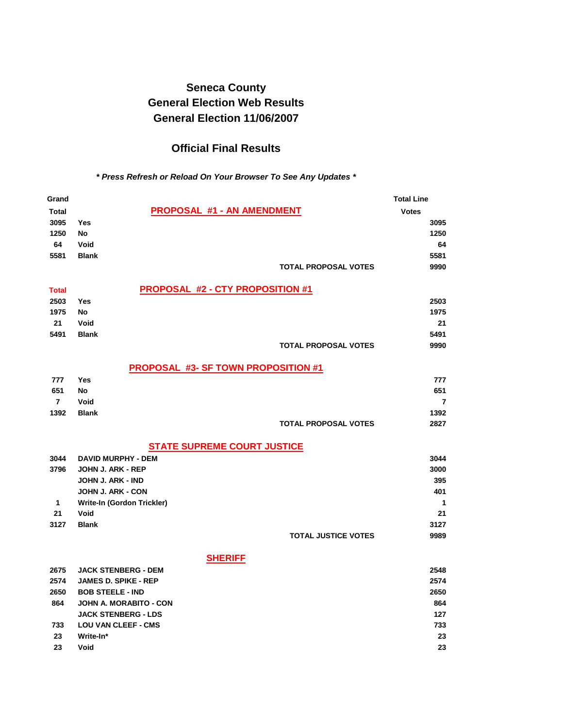# Seneca County
# General Election Web Results
# General Election 11/06/2007

## Official Final Results

***\* Press Refresh or Reload On Your Browser To See Any Updates \****

### PROPOSAL #1 - AN AMENDMENT

| Grand Total | | Total Line Votes |
|---|---|---|
| 3095 | Yes | 3095 |
| 1250 | No | 1250 |
| 64 | Void | 64 |
| 5581 | Blank | 5581 |
| | **TOTAL PROPOSAL VOTES** | 9990 |

### PROPOSAL #2 - CTY PROPOSITION #1

| Total | | |
|---|---|---|
| 2503 | Yes | 2503 |
| 1975 | No | 1975 |
| 21 | Void | 21 |
| 5491 | Blank | 5491 |
| | **TOTAL PROPOSAL VOTES** | 9990 |

### PROPOSAL #3- SF TOWN PROPOSITION #1

| | | |
|---|---|---|
| 777 | Yes | 777 |
| 651 | No | 651 |
| 7 | Void | 7 |
| 1392 | Blank | 1392 |
| | **TOTAL PROPOSAL VOTES** | 2827 |

### STATE SUPREME COURT JUSTICE

| | | |
|---|---|---|
| 3044 | DAVID MURPHY - DEM | 3044 |
| 3796 | JOHN J. ARK - REP | 3000 |
| | JOHN J. ARK - IND | 395 |
| | JOHN J. ARK - CON | 401 |
| 1 | Write-In (Gordon Trickler) | 1 |
| 21 | Void | 21 |
| 3127 | Blank | 3127 |
| | **TOTAL JUSTICE VOTES** | 9989 |

### SHERIFF

| | | |
|---|---|---|
| 2675 | JACK STENBERG - DEM | 2548 |
| 2574 | JAMES D. SPIKE - REP | 2574 |
| 2650 | BOB STEELE - IND | 2650 |
| 864 | JOHN A. MORABITO - CON | 864 |
| | JACK STENBERG - LDS | 127 |
| 733 | LOU VAN CLEEF - CMS | 733 |
| 23 | Write-In* | 23 |
| 23 | Void | 23 |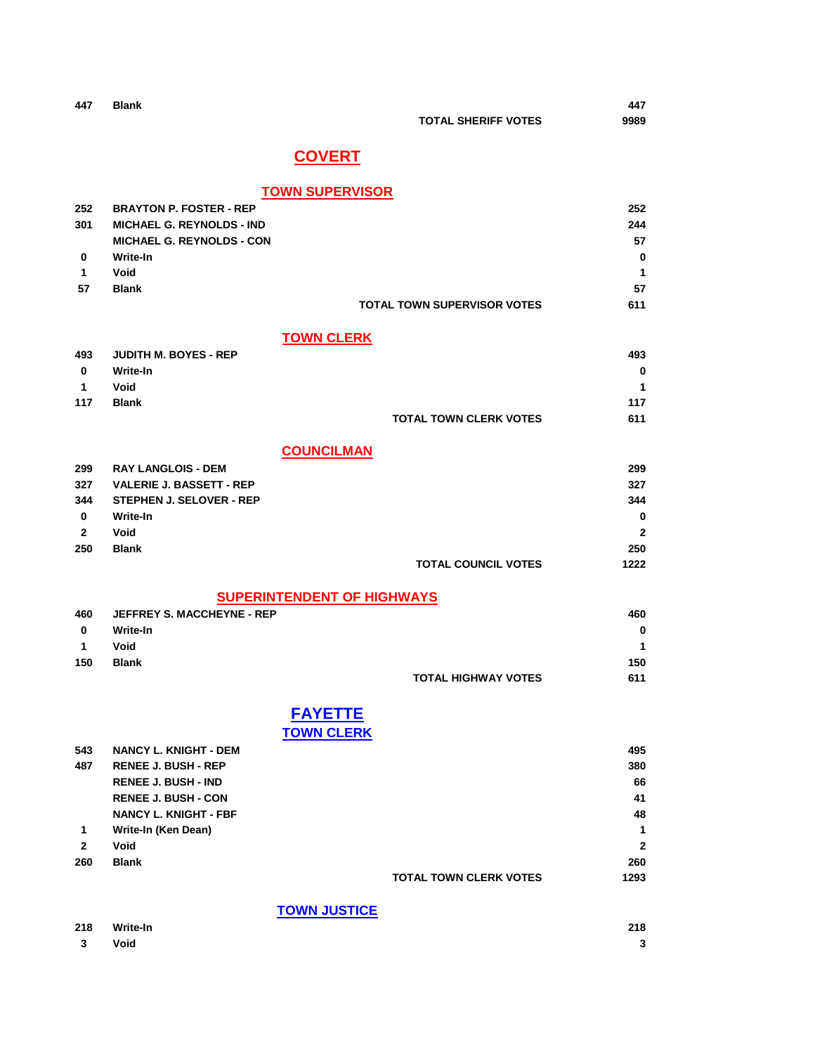| | | |
|---|---|---|
| 447 | Blank | 447 |
| | TOTAL SHERIFF VOTES | 9989 |

## COVERT

### TOWN SUPERVISOR

| | | |
|---|---|---|
| 252 | BRAYTON P. FOSTER - REP | 252 |
| 301 | MICHAEL G. REYNOLDS - IND | 244 |
| | MICHAEL G. REYNOLDS - CON | 57 |
| 0 | Write-In | 0 |
| 1 | Void | 1 |
| 57 | Blank | 57 |
| | TOTAL TOWN SUPERVISOR VOTES | 611 |

### TOWN CLERK

| | | |
|---|---|---|
| 493 | JUDITH M. BOYES - REP | 493 |
| 0 | Write-In | 0 |
| 1 | Void | 1 |
| 117 | Blank | 117 |
| | TOTAL TOWN CLERK VOTES | 611 |

### COUNCILMAN

| | | |
|---|---|---|
| 299 | RAY LANGLOIS - DEM | 299 |
| 327 | VALERIE J. BASSETT - REP | 327 |
| 344 | STEPHEN J. SELOVER - REP | 344 |
| 0 | Write-In | 0 |
| 2 | Void | 2 |
| 250 | Blank | 250 |
| | TOTAL COUNCIL VOTES | 1222 |

### SUPERINTENDENT OF HIGHWAYS

| | | |
|---|---|---|
| 460 | JEFFREY S. MACCHEYNE - REP | 460 |
| 0 | Write-In | 0 |
| 1 | Void | 1 |
| 150 | Blank | 150 |
| | TOTAL HIGHWAY VOTES | 611 |

## FAYETTE

### TOWN CLERK

| | | |
|---|---|---|
| 543 | NANCY L. KNIGHT - DEM | 495 |
| 487 | RENEE J. BUSH - REP | 380 |
| | RENEE J. BUSH - IND | 66 |
| | RENEE J. BUSH - CON | 41 |
| | NANCY L. KNIGHT - FBF | 48 |
| 1 | Write-In (Ken Dean) | 1 |
| 2 | Void | 2 |
| 260 | Blank | 260 |
| | TOTAL TOWN CLERK VOTES | 1293 |

### TOWN JUSTICE

| | | |
|---|---|---|
| 218 | Write-In | 218 |
| 3 | Void | 3 |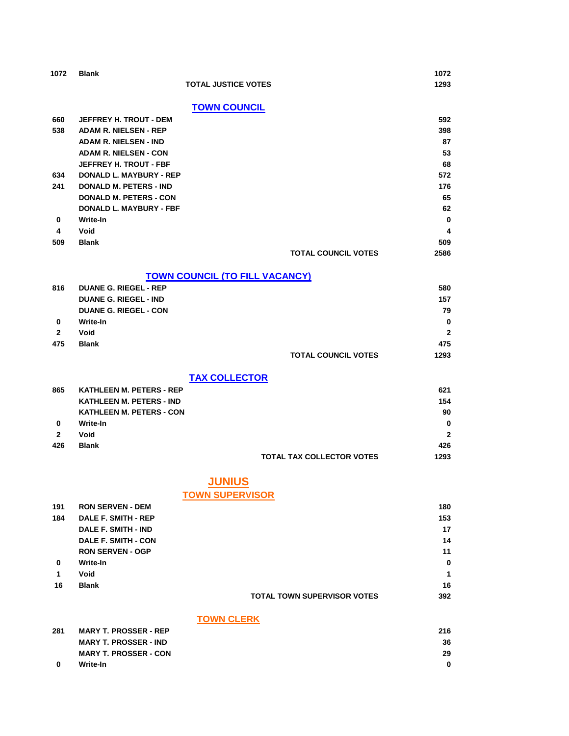| | | |
|---|---|---|
| 1072 | Blank | 1072 |
| | TOTAL JUSTICE VOTES | 1293 |

## TOWN COUNCIL

| | | |
|---|---|---|
| 660 | JEFFREY H. TROUT - DEM | 592 |
| 538 | ADAM R. NIELSEN - REP | 398 |
| | ADAM R. NIELSEN - IND | 87 |
| | ADAM R. NIELSEN - CON | 53 |
| | JEFFREY H. TROUT - FBF | 68 |
| 634 | DONALD L. MAYBURY - REP | 572 |
| 241 | DONALD M. PETERS - IND | 176 |
| | DONALD M. PETERS - CON | 65 |
| | DONALD L. MAYBURY - FBF | 62 |
| 0 | Write-In | 0 |
| 4 | Void | 4 |
| 509 | Blank | 509 |
| | TOTAL COUNCIL VOTES | 2586 |

## TOWN COUNCIL (TO FILL VACANCY)

| | | |
|---|---|---|
| 816 | DUANE G. RIEGEL - REP | 580 |
| | DUANE G. RIEGEL - IND | 157 |
| | DUANE G. RIEGEL - CON | 79 |
| 0 | Write-In | 0 |
| 2 | Void | 2 |
| 475 | Blank | 475 |
| | TOTAL COUNCIL VOTES | 1293 |

## TAX COLLECTOR

| | | |
|---|---|---|
| 865 | KATHLEEN M. PETERS - REP | 621 |
| | KATHLEEN M. PETERS - IND | 154 |
| | KATHLEEN M. PETERS - CON | 90 |
| 0 | Write-In | 0 |
| 2 | Void | 2 |
| 426 | Blank | 426 |
| | TOTAL TAX COLLECTOR VOTES | 1293 |

# JUNIUS

## TOWN SUPERVISOR

| | | |
|---|---|---|
| 191 | RON SERVEN - DEM | 180 |
| 184 | DALE F. SMITH - REP | 153 |
| | DALE F. SMITH - IND | 17 |
| | DALE F. SMITH - CON | 14 |
| | RON SERVEN - OGP | 11 |
| 0 | Write-In | 0 |
| 1 | Void | 1 |
| 16 | Blank | 16 |
| | TOTAL TOWN SUPERVISOR VOTES | 392 |

## TOWN CLERK

| | | |
|---|---|---|
| 281 | MARY T. PROSSER - REP | 216 |
| | MARY T. PROSSER - IND | 36 |
| | MARY T. PROSSER - CON | 29 |
| 0 | Write-In | 0 |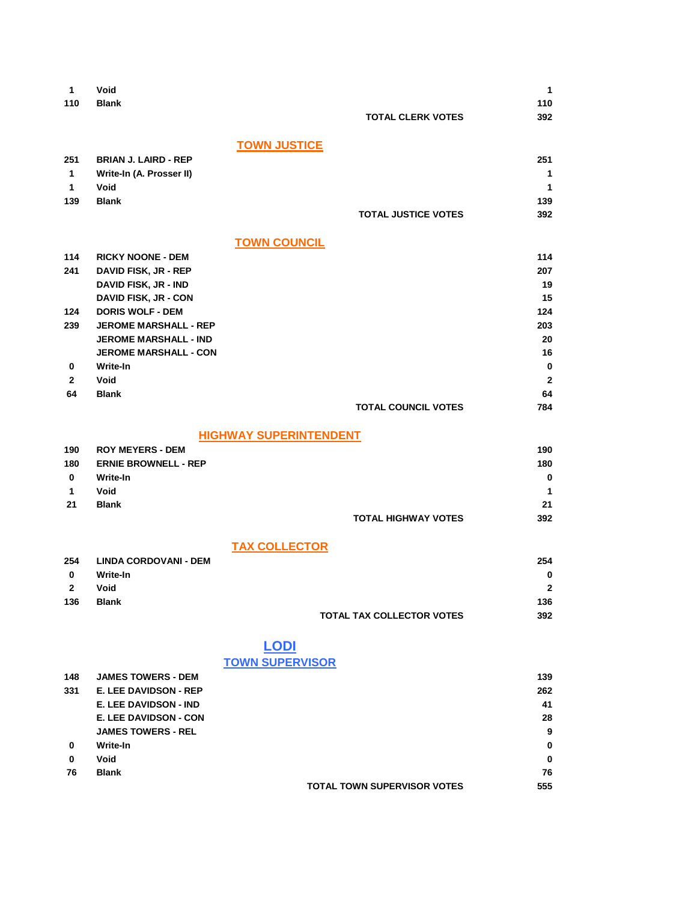| | | |
|---|---|---|
| 1 | Void | 1 |
| 110 | Blank | 110 |
| | **TOTAL CLERK VOTES** | 392 |

## TOWN JUSTICE

| | | |
|---|---|---|
| 251 | BRIAN J. LAIRD - REP | 251 |
| 1 | Write-In (A. Prosser II) | 1 |
| 1 | Void | 1 |
| 139 | Blank | 139 |
| | **TOTAL JUSTICE VOTES** | 392 |

## TOWN COUNCIL

| | | |
|---|---|---|
| 114 | RICKY NOONE - DEM | 114 |
| 241 | DAVID FISK, JR - REP | 207 |
| | DAVID FISK, JR - IND | 19 |
| | DAVID FISK, JR - CON | 15 |
| 124 | DORIS WOLF - DEM | 124 |
| 239 | JEROME MARSHALL - REP | 203 |
| | JEROME MARSHALL - IND | 20 |
| | JEROME MARSHALL - CON | 16 |
| 0 | Write-In | 0 |
| 2 | Void | 2 |
| 64 | Blank | 64 |
| | **TOTAL COUNCIL VOTES** | 784 |

## HIGHWAY SUPERINTENDENT

| | | |
|---|---|---|
| 190 | ROY MEYERS - DEM | 190 |
| 180 | ERNIE BROWNELL - REP | 180 |
| 0 | Write-In | 0 |
| 1 | Void | 1 |
| 21 | Blank | 21 |
| | **TOTAL HIGHWAY VOTES** | 392 |

## TAX COLLECTOR

| | | |
|---|---|---|
| 254 | LINDA CORDOVANI - DEM | 254 |
| 0 | Write-In | 0 |
| 2 | Void | 2 |
| 136 | Blank | 136 |
| | **TOTAL TAX COLLECTOR VOTES** | 392 |

# LODI

## TOWN SUPERVISOR

| | | |
|---|---|---|
| 148 | JAMES TOWERS - DEM | 139 |
| 331 | E. LEE DAVIDSON - REP | 262 |
| | E. LEE DAVIDSON - IND | 41 |
| | E. LEE DAVIDSON - CON | 28 |
| | JAMES TOWERS - REL | 9 |
| 0 | Write-In | 0 |
| 0 | Void | 0 |
| 76 | Blank | 76 |
| | **TOTAL TOWN SUPERVISOR VOTES** | 555 |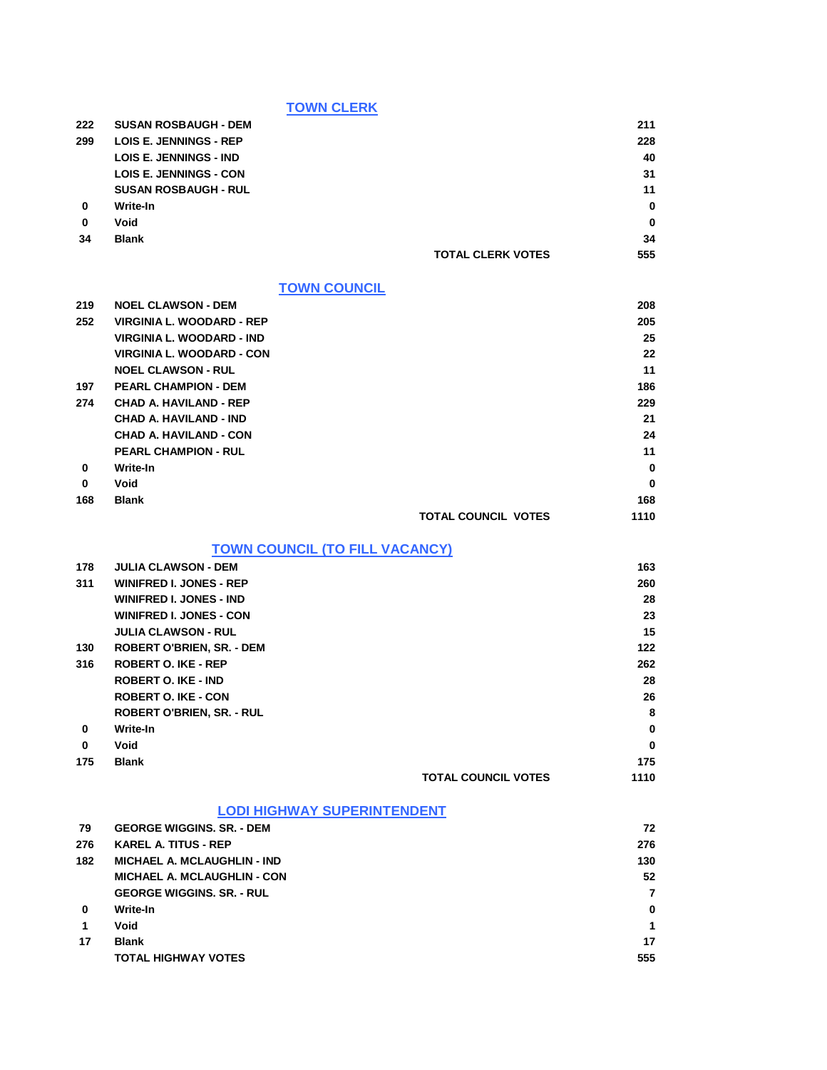## TOWN CLERK

| | | |
|---|---|---|
| 222 | SUSAN ROSBAUGH - DEM | 211 |
| 299 | LOIS E. JENNINGS - REP | 228 |
| | LOIS E. JENNINGS - IND | 40 |
| | LOIS E. JENNINGS - CON | 31 |
| | SUSAN ROSBAUGH - RUL | 11 |
| 0 | Write-In | 0 |
| 0 | Void | 0 |
| 34 | Blank | 34 |
| | TOTAL CLERK VOTES | 555 |

## TOWN COUNCIL

| | | |
|---|---|---|
| 219 | NOEL CLAWSON - DEM | 208 |
| 252 | VIRGINIA L. WOODARD - REP | 205 |
| | VIRGINIA L. WOODARD - IND | 25 |
| | VIRGINIA L. WOODARD - CON | 22 |
| | NOEL CLAWSON - RUL | 11 |
| 197 | PEARL CHAMPION - DEM | 186 |
| 274 | CHAD A. HAVILAND - REP | 229 |
| | CHAD A. HAVILAND - IND | 21 |
| | CHAD A. HAVILAND - CON | 24 |
| | PEARL CHAMPION - RUL | 11 |
| 0 | Write-In | 0 |
| 0 | Void | 0 |
| 168 | Blank | 168 |
| | TOTAL COUNCIL VOTES | 1110 |

## TOWN COUNCIL (TO FILL VACANCY)

| | | |
|---|---|---|
| 178 | JULIA CLAWSON - DEM | 163 |
| 311 | WINIFRED I. JONES - REP | 260 |
| | WINIFRED I. JONES - IND | 28 |
| | WINIFRED I. JONES - CON | 23 |
| | JULIA CLAWSON - RUL | 15 |
| 130 | ROBERT O'BRIEN, SR. - DEM | 122 |
| 316 | ROBERT O. IKE - REP | 262 |
| | ROBERT O. IKE - IND | 28 |
| | ROBERT O. IKE - CON | 26 |
| | ROBERT O'BRIEN, SR. - RUL | 8 |
| 0 | Write-In | 0 |
| 0 | Void | 0 |
| 175 | Blank | 175 |
| | TOTAL COUNCIL VOTES | 1110 |

## LODI HIGHWAY SUPERINTENDENT

| | | |
|---|---|---|
| 79 | GEORGE WIGGINS. SR. - DEM | 72 |
| 276 | KAREL A. TITUS - REP | 276 |
| 182 | MICHAEL A. MCLAUGHLIN - IND | 130 |
| | MICHAEL A. MCLAUGHLIN - CON | 52 |
| | GEORGE WIGGINS. SR. - RUL | 7 |
| 0 | Write-In | 0 |
| 1 | Void | 1 |
| 17 | Blank | 17 |
| | TOTAL HIGHWAY VOTES | 555 |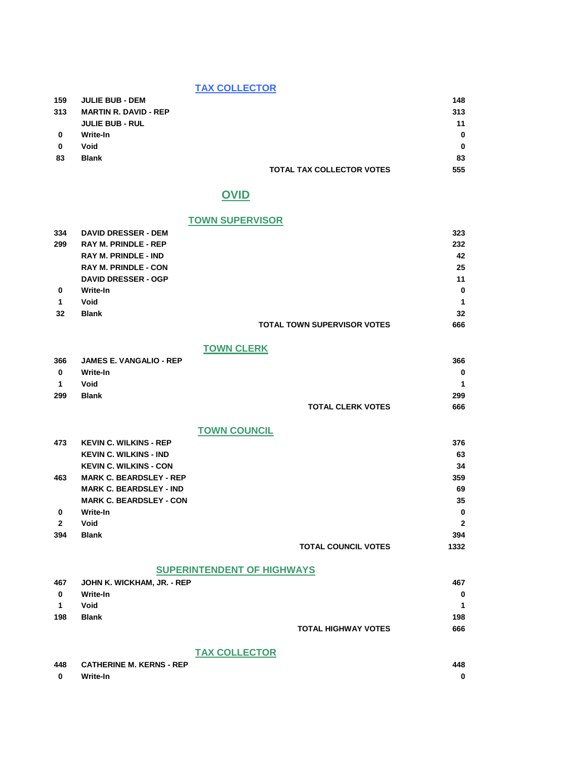### TAX COLLECTOR

| | | |
|---|---|---|
| 159 | JULIE BUB - DEM | 148 |
| 313 | MARTIN R. DAVID - REP | 313 |
| | JULIE BUB - RUL | 11 |
| 0 | Write-In | 0 |
| 0 | Void | 0 |
| 83 | Blank | 83 |
| | TOTAL TAX COLLECTOR VOTES | 555 |

## OVID

### TOWN SUPERVISOR

| | | |
|---|---|---|
| 334 | DAVID DRESSER - DEM | 323 |
| 299 | RAY M. PRINDLE - REP | 232 |
| | RAY M. PRINDLE - IND | 42 |
| | RAY M. PRINDLE - CON | 25 |
| | DAVID DRESSER - OGP | 11 |
| 0 | Write-In | 0 |
| 1 | Void | 1 |
| 32 | Blank | 32 |
| | TOTAL TOWN SUPERVISOR VOTES | 666 |

### TOWN CLERK

| | | |
|---|---|---|
| 366 | JAMES E. VANGALIO - REP | 366 |
| 0 | Write-In | 0 |
| 1 | Void | 1 |
| 299 | Blank | 299 |
| | TOTAL CLERK VOTES | 666 |

### TOWN COUNCIL

| | | |
|---|---|---|
| 473 | KEVIN C. WILKINS - REP | 376 |
| | KEVIN C. WILKINS - IND | 63 |
| | KEVIN C. WILKINS - CON | 34 |
| 463 | MARK C. BEARDSLEY - REP | 359 |
| | MARK C. BEARDSLEY - IND | 69 |
| | MARK C. BEARDSLEY - CON | 35 |
| 0 | Write-In | 0 |
| 2 | Void | 2 |
| 394 | Blank | 394 |
| | TOTAL COUNCIL VOTES | 1332 |

### SUPERINTENDENT OF HIGHWAYS

| | | |
|---|---|---|
| 467 | JOHN K. WICKHAM, JR. - REP | 467 |
| 0 | Write-In | 0 |
| 1 | Void | 1 |
| 198 | Blank | 198 |
| | TOTAL HIGHWAY VOTES | 666 |

### TAX COLLECTOR

| | | |
|---|---|---|
| 448 | CATHERINE M. KERNS - REP | 448 |
| 0 | Write-In | 0 |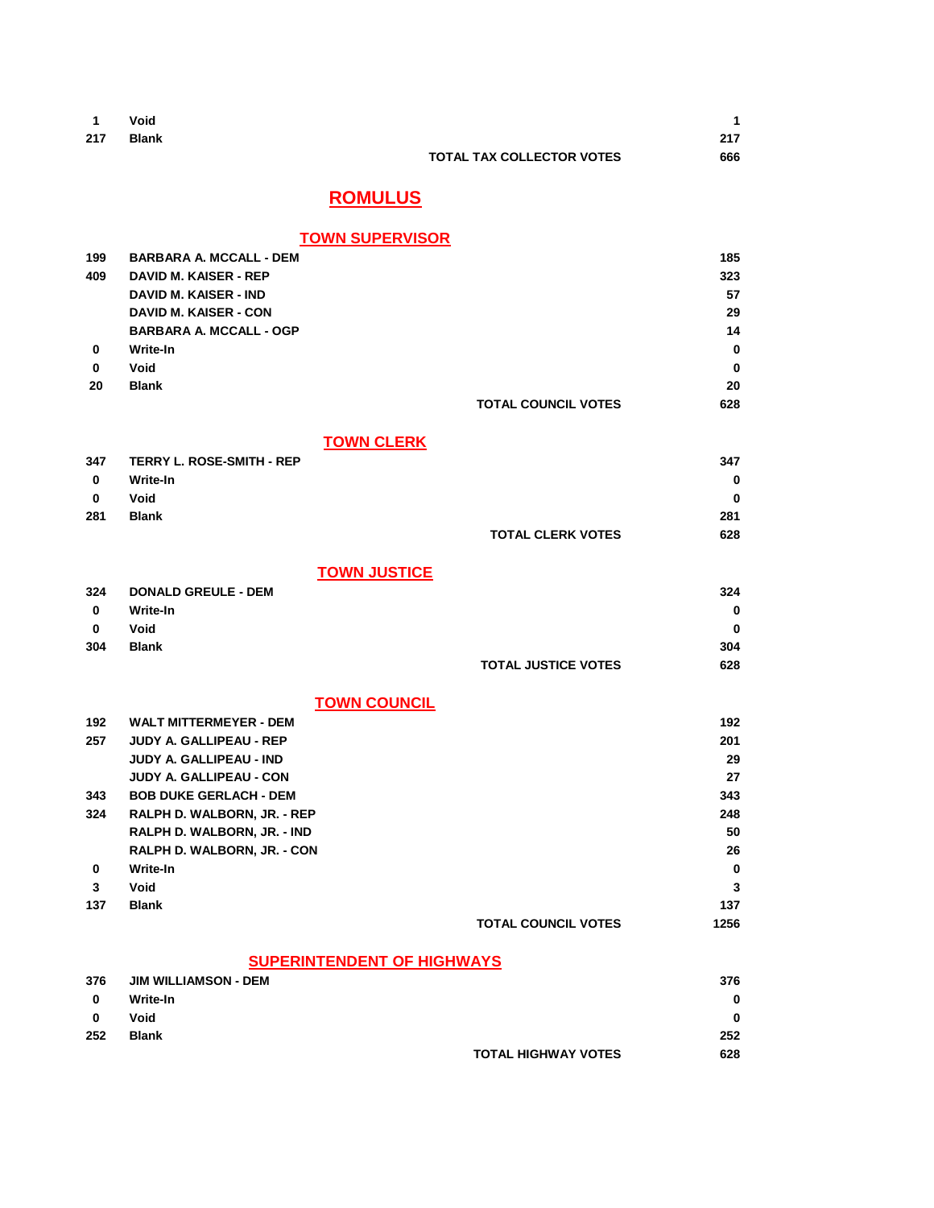| | | |
|---|---|---|
| 1 | Void | 1 |
| 217 | Blank | 217 |
| | TOTAL TAX COLLECTOR VOTES | 666 |

# ROMULUS

## TOWN SUPERVISOR

| | | |
|---|---|---|
| 199 | BARBARA A. MCCALL - DEM | 185 |
| 409 | DAVID M. KAISER - REP | 323 |
| | DAVID M. KAISER - IND | 57 |
| | DAVID M. KAISER - CON | 29 |
| | BARBARA A. MCCALL - OGP | 14 |
| 0 | Write-In | 0 |
| 0 | Void | 0 |
| 20 | Blank | 20 |
| | TOTAL COUNCIL VOTES | 628 |

## TOWN CLERK

| | | |
|---|---|---|
| 347 | TERRY L. ROSE-SMITH - REP | 347 |
| 0 | Write-In | 0 |
| 0 | Void | 0 |
| 281 | Blank | 281 |
| | TOTAL CLERK VOTES | 628 |

## TOWN JUSTICE

| | | |
|---|---|---|
| 324 | DONALD GREULE - DEM | 324 |
| 0 | Write-In | 0 |
| 0 | Void | 0 |
| 304 | Blank | 304 |
| | TOTAL JUSTICE VOTES | 628 |

## TOWN COUNCIL

| | | |
|---|---|---|
| 192 | WALT MITTERMEYER - DEM | 192 |
| 257 | JUDY A. GALLIPEAU - REP | 201 |
| | JUDY A. GALLIPEAU - IND | 29 |
| | JUDY A. GALLIPEAU - CON | 27 |
| 343 | BOB DUKE GERLACH - DEM | 343 |
| 324 | RALPH D. WALBORN, JR. - REP | 248 |
| | RALPH D. WALBORN, JR. - IND | 50 |
| | RALPH D. WALBORN, JR. - CON | 26 |
| 0 | Write-In | 0 |
| 3 | Void | 3 |
| 137 | Blank | 137 |
| | TOTAL COUNCIL VOTES | 1256 |

## SUPERINTENDENT OF HIGHWAYS

| | | |
|---|---|---|
| 376 | JIM WILLIAMSON - DEM | 376 |
| 0 | Write-In | 0 |
| 0 | Void | 0 |
| 252 | Blank | 252 |
| | TOTAL HIGHWAY VOTES | 628 |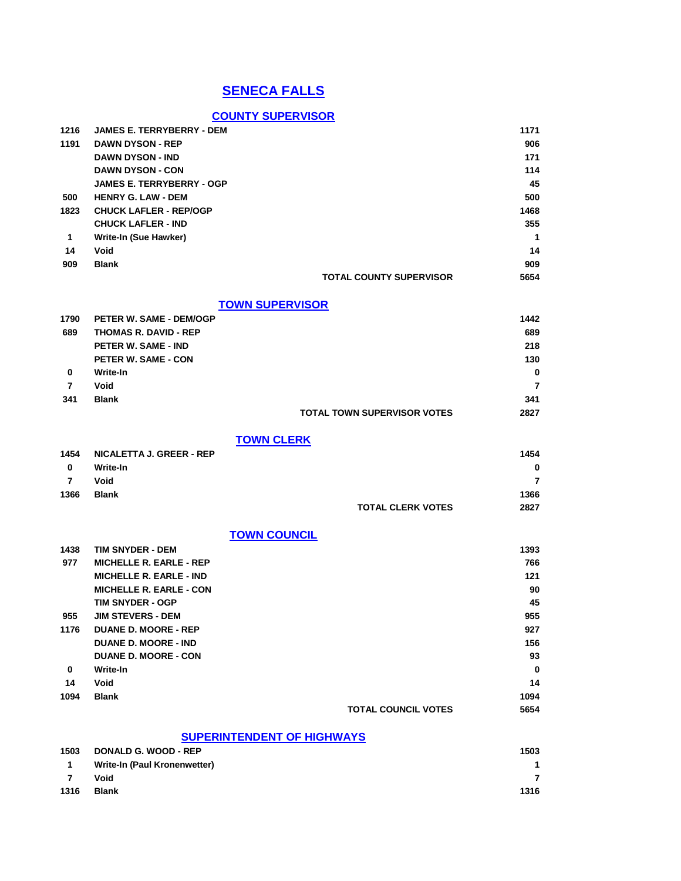# SENECA FALLS

## COUNTY SUPERVISOR

| | | |
|---|---|---|
| 1216 | JAMES E. TERRYBERRY - DEM | 1171 |
| 1191 | DAWN DYSON - REP | 906 |
| | DAWN DYSON - IND | 171 |
| | DAWN DYSON - CON | 114 |
| | JAMES E. TERRYBERRY - OGP | 45 |
| 500 | HENRY G. LAW - DEM | 500 |
| 1823 | CHUCK LAFLER - REP/OGP | 1468 |
| | CHUCK LAFLER - IND | 355 |
| 1 | Write-In (Sue Hawker) | 1 |
| 14 | Void | 14 |
| 909 | Blank | 909 |
| | TOTAL COUNTY SUPERVISOR | 5654 |

## TOWN SUPERVISOR

| | | |
|---|---|---|
| 1790 | PETER W. SAME - DEM/OGP | 1442 |
| 689 | THOMAS R. DAVID - REP | 689 |
| | PETER W. SAME - IND | 218 |
| | PETER W. SAME - CON | 130 |
| 0 | Write-In | 0 |
| 7 | Void | 7 |
| 341 | Blank | 341 |
| | TOTAL TOWN SUPERVISOR VOTES | 2827 |

## TOWN CLERK

| | | |
|---|---|---|
| 1454 | NICALETTA J. GREER - REP | 1454 |
| 0 | Write-In | 0 |
| 7 | Void | 7 |
| 1366 | Blank | 1366 |
| | TOTAL CLERK VOTES | 2827 |

## TOWN COUNCIL

| | | |
|---|---|---|
| 1438 | TIM SNYDER - DEM | 1393 |
| 977 | MICHELLE R. EARLE - REP | 766 |
| | MICHELLE R. EARLE - IND | 121 |
| | MICHELLE R. EARLE - CON | 90 |
| | TIM SNYDER - OGP | 45 |
| 955 | JIM STEVERS - DEM | 955 |
| 1176 | DUANE D. MOORE - REP | 927 |
| | DUANE D. MOORE - IND | 156 |
| | DUANE D. MOORE - CON | 93 |
| 0 | Write-In | 0 |
| 14 | Void | 14 |
| 1094 | Blank | 1094 |
| | TOTAL COUNCIL VOTES | 5654 |

## SUPERINTENDENT OF HIGHWAYS

| | | |
|---|---|---|
| 1503 | DONALD G. WOOD - REP | 1503 |
| 1 | Write-In (Paul Kronenwetter) | 1 |
| 7 | Void | 7 |
| 1316 | Blank | 1316 |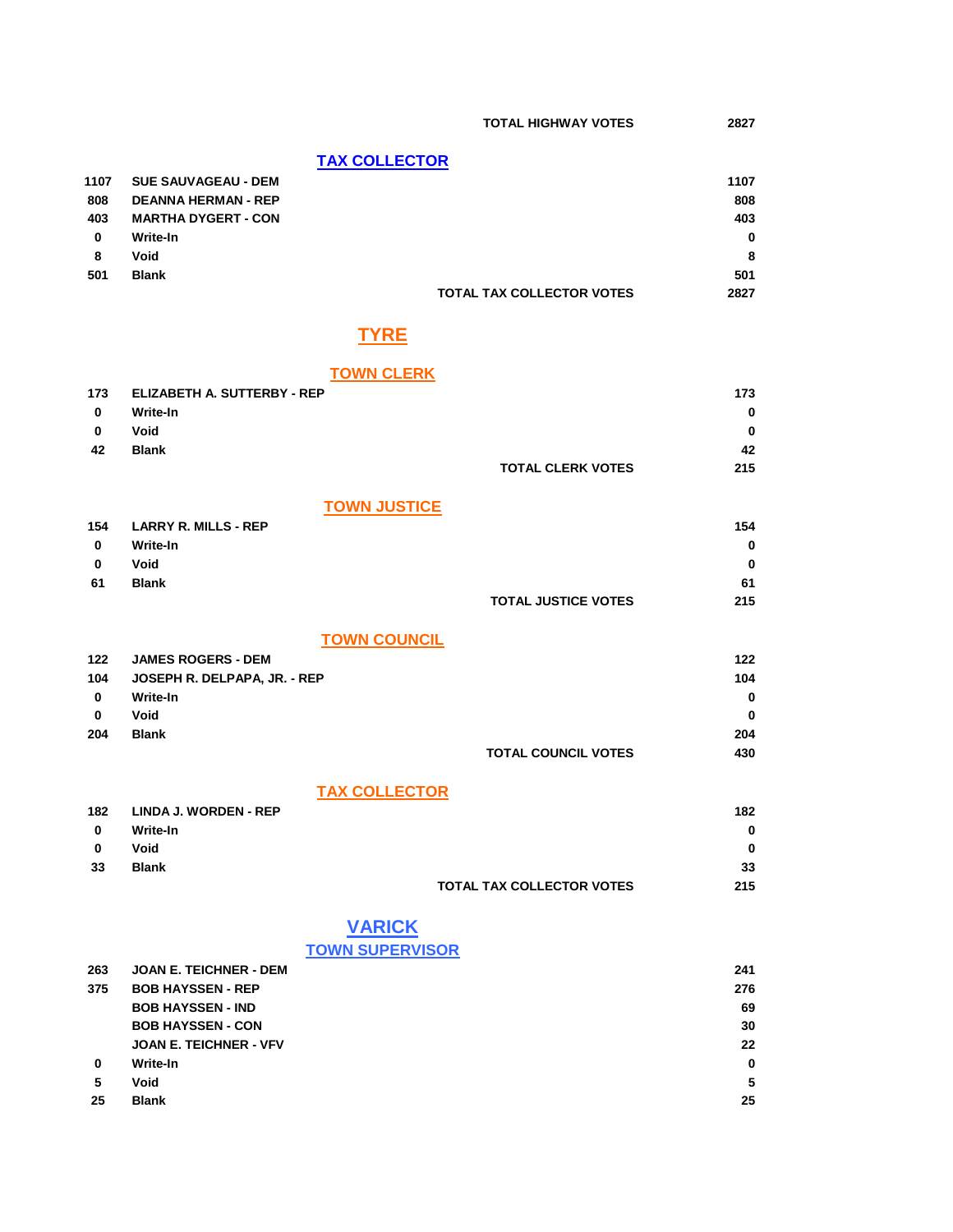| | TOTAL HIGHWAY VOTES | 2827 |
|---|---|---|

## TAX COLLECTOR

| | | |
|---|---|---|
| 1107 | SUE SAUVAGEAU - DEM | 1107 |
| 808 | DEANNA HERMAN - REP | 808 |
| 403 | MARTHA DYGERT - CON | 403 |
| 0 | Write-In | 0 |
| 8 | Void | 8 |
| 501 | Blank | 501 |
| | TOTAL TAX COLLECTOR VOTES | 2827 |

# TYRE

## TOWN CLERK

| | | |
|---|---|---|
| 173 | ELIZABETH A. SUTTERBY - REP | 173 |
| 0 | Write-In | 0 |
| 0 | Void | 0 |
| 42 | Blank | 42 |
| | TOTAL CLERK VOTES | 215 |

## TOWN JUSTICE

| | | |
|---|---|---|
| 154 | LARRY R. MILLS - REP | 154 |
| 0 | Write-In | 0 |
| 0 | Void | 0 |
| 61 | Blank | 61 |
| | TOTAL JUSTICE VOTES | 215 |

## TOWN COUNCIL

| | | |
|---|---|---|
| 122 | JAMES ROGERS - DEM | 122 |
| 104 | JOSEPH R. DELPAPA, JR. - REP | 104 |
| 0 | Write-In | 0 |
| 0 | Void | 0 |
| 204 | Blank | 204 |
| | TOTAL COUNCIL VOTES | 430 |

## TAX COLLECTOR

| | | |
|---|---|---|
| 182 | LINDA J. WORDEN - REP | 182 |
| 0 | Write-In | 0 |
| 0 | Void | 0 |
| 33 | Blank | 33 |
| | TOTAL TAX COLLECTOR VOTES | 215 |

# VARICK

## TOWN SUPERVISOR

| | | |
|---|---|---|
| 263 | JOAN E. TEICHNER - DEM | 241 |
| 375 | BOB HAYSSEN - REP | 276 |
| | BOB HAYSSEN - IND | 69 |
| | BOB HAYSSEN - CON | 30 |
| | JOAN E. TEICHNER - VFV | 22 |
| 0 | Write-In | 0 |
| 5 | Void | 5 |
| 25 | Blank | 25 |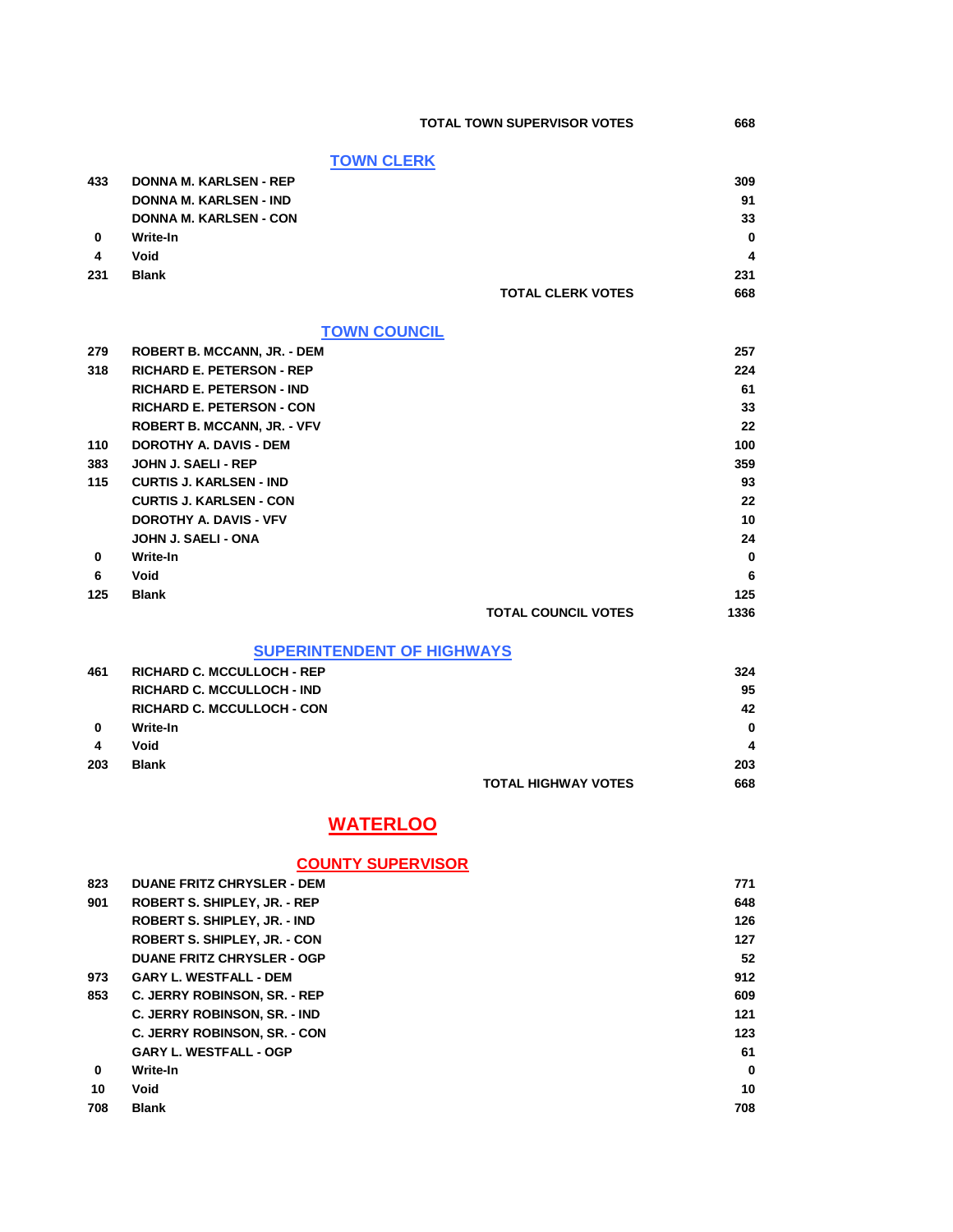| | | |
|---|---|---|
| | TOTAL TOWN SUPERVISOR VOTES | 668 |

## TOWN CLERK

| | | |
|---|---|---|
| 433 | DONNA M. KARLSEN - REP | 309 |
| | DONNA M. KARLSEN - IND | 91 |
| | DONNA M. KARLSEN - CON | 33 |
| 0 | Write-In | 0 |
| 4 | Void | 4 |
| 231 | Blank | 231 |
| | TOTAL CLERK VOTES | 668 |

## TOWN COUNCIL

| | | |
|---|---|---|
| 279 | ROBERT B. MCCANN, JR. - DEM | 257 |
| 318 | RICHARD E. PETERSON - REP | 224 |
| | RICHARD E. PETERSON - IND | 61 |
| | RICHARD E. PETERSON - CON | 33 |
| | ROBERT B. MCCANN, JR. - VFV | 22 |
| 110 | DOROTHY A. DAVIS - DEM | 100 |
| 383 | JOHN J. SAELI - REP | 359 |
| 115 | CURTIS J. KARLSEN - IND | 93 |
| | CURTIS J. KARLSEN - CON | 22 |
| | DOROTHY A. DAVIS - VFV | 10 |
| | JOHN J. SAELI - ONA | 24 |
| 0 | Write-In | 0 |
| 6 | Void | 6 |
| 125 | Blank | 125 |
| | TOTAL COUNCIL VOTES | 1336 |

## SUPERINTENDENT OF HIGHWAYS

| | | |
|---|---|---|
| 461 | RICHARD C. MCCULLOCH - REP | 324 |
| | RICHARD C. MCCULLOCH - IND | 95 |
| | RICHARD C. MCCULLOCH - CON | 42 |
| 0 | Write-In | 0 |
| 4 | Void | 4 |
| 203 | Blank | 203 |
| | TOTAL HIGHWAY VOTES | 668 |

# WATERLOO

## COUNTY SUPERVISOR

| | | |
|---|---|---|
| 823 | DUANE FRITZ CHRYSLER - DEM | 771 |
| 901 | ROBERT S. SHIPLEY, JR. - REP | 648 |
| | ROBERT S. SHIPLEY, JR. - IND | 126 |
| | ROBERT S. SHIPLEY, JR. - CON | 127 |
| | DUANE FRITZ CHRYSLER - OGP | 52 |
| 973 | GARY L. WESTFALL - DEM | 912 |
| 853 | C. JERRY ROBINSON, SR. - REP | 609 |
| | C. JERRY ROBINSON, SR. - IND | 121 |
| | C. JERRY ROBINSON, SR. - CON | 123 |
| | GARY L. WESTFALL - OGP | 61 |
| 0 | Write-In | 0 |
| 10 | Void | 10 |
| 708 | Blank | 708 |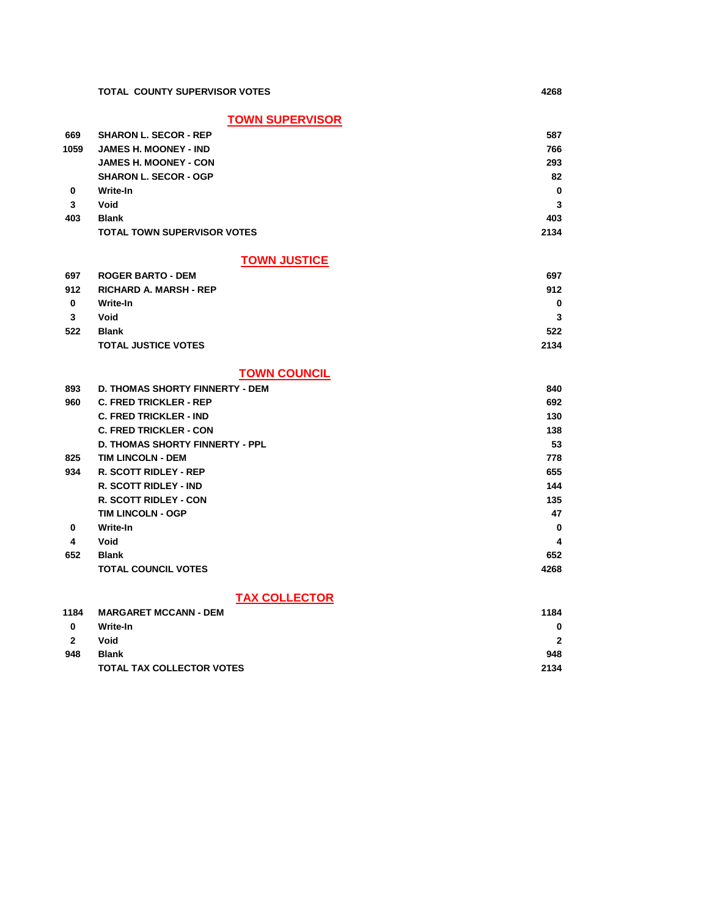| | | |
|---|---|---|
| | **TOTAL COUNTY SUPERVISOR VOTES** | **4268** |

## TOWN SUPERVISOR

| | | |
|---|---|---|
| 669 | SHARON L. SECOR - REP | 587 |
| 1059 | JAMES H. MOONEY - IND | 766 |
| | JAMES H. MOONEY - CON | 293 |
| | SHARON L. SECOR - OGP | 82 |
| 0 | Write-In | 0 |
| 3 | Void | 3 |
| 403 | Blank | 403 |
| | TOTAL TOWN SUPERVISOR VOTES | 2134 |

## TOWN JUSTICE

| | | |
|---|---|---|
| 697 | ROGER BARTO - DEM | 697 |
| 912 | RICHARD A. MARSH - REP | 912 |
| 0 | Write-In | 0 |
| 3 | Void | 3 |
| 522 | Blank | 522 |
| | TOTAL JUSTICE VOTES | 2134 |

## TOWN COUNCIL

| | | |
|---|---|---|
| 893 | D. THOMAS SHORTY FINNERTY - DEM | 840 |
| 960 | C. FRED TRICKLER - REP | 692 |
| | C. FRED TRICKLER - IND | 130 |
| | C. FRED TRICKLER - CON | 138 |
| | D. THOMAS SHORTY FINNERTY - PPL | 53 |
| 825 | TIM LINCOLN - DEM | 778 |
| 934 | R. SCOTT RIDLEY - REP | 655 |
| | R. SCOTT RIDLEY - IND | 144 |
| | R. SCOTT RIDLEY - CON | 135 |
| | TIM LINCOLN - OGP | 47 |
| 0 | Write-In | 0 |
| 4 | Void | 4 |
| 652 | Blank | 652 |
| | TOTAL COUNCIL VOTES | 4268 |

## TAX COLLECTOR

| | | |
|---|---|---|
| 1184 | MARGARET MCCANN - DEM | 1184 |
| 0 | Write-In | 0 |
| 2 | Void | 2 |
| 948 | Blank | 948 |
| | TOTAL TAX COLLECTOR VOTES | 2134 |